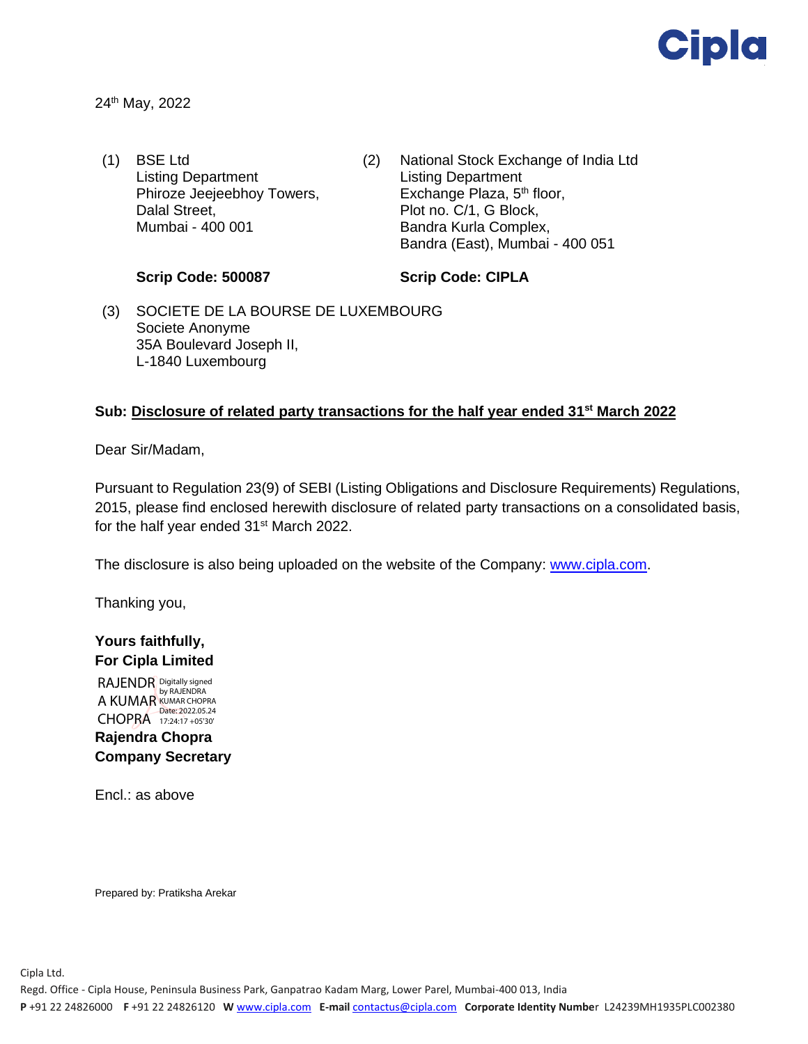24th May, 2022

(1) BSE Ltd
Listing Department
Phiroze Jeejeebhoy Towers,
Dalal Street,
Mumbai - 400 001

**Scrip Code: 500087**

(2) National Stock Exchange of India Ltd
Listing Department
Exchange Plaza, 5th floor,
Plot no. C/1, G Block,
Bandra Kurla Complex,
Bandra (East), Mumbai - 400 051

**Scrip Code: CIPLA**

(3) SOCIETE DE LA BOURSE DE LUXEMBOURG
Societe Anonyme
35A Boulevard Joseph II,
L-1840 Luxembourg

**Sub: Disclosure of related party transactions for the half year ended 31st March 2022**

Dear Sir/Madam,

Pursuant to Regulation 23(9) of SEBI (Listing Obligations and Disclosure Requirements) Regulations, 2015, please find enclosed herewith disclosure of related party transactions on a consolidated basis, for the half year ended 31st March 2022.

The disclosure is also being uploaded on the website of the Company: www.cipla.com.

Thanking you,

**Yours faithfully,**
**For Cipla Limited**

RAJENDRA KUMAR CHOPRA
Digitally signed by RAJENDRA KUMAR CHOPRA
Date: 2022.05.24 17:24:17 +05'30'

**Rajendra Chopra**
**Company Secretary**

Encl.: as above

Prepared by: Pratiksha Arekar

Cipla Ltd.
Regd. Office - Cipla House, Peninsula Business Park, Ganpatrao Kadam Marg, Lower Parel, Mumbai-400 013, India
**P** +91 22 24826000 **F** +91 22 24826120 **W** www.cipla.com **E-mail** contactus@cipla.com **Corporate Identity Number** L24239MH1935PLC002380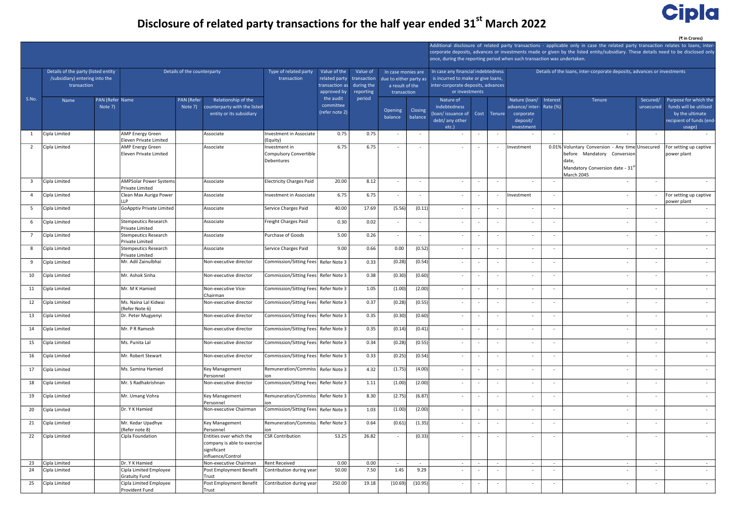# Disclosure of related party transactions for the half year ended 31st March 2022

(₹ in Crores)

| S.No. | Details of the party (listed entity /subsidiary) entering into the transaction | | Details of the counterparty | | | Type of related party transaction | Value of the related party transaction as approved by the audit committee (refer note 2) | Value of transaction during the reporting period | In case monies are due to either party as a result of the transaction | | Additional disclosure of related party transactions - applicable only in case the related party transaction relates to loans, inter-corporate deposits, advances or investments made or given by the listed entity/subsidiary. These details need to be disclosed only once, during the reporting period when such transaction was undertaken. In case any financial indebtedness is incurred to make or give loans, inter-corporate deposits, advances or investments | | | Details of the loans, inter-corporate deposits, advances or investments | | | | | |
|---|---|---|---|---|---|---|---|---|---|---|---|---|---|---|---|---|---|---|
| | Name | PAN (Refer Note 7) | Name | PAN (Refer Note 7) | Relationship of the counterparty with the listed entity or its subsidiary | | | | Opening balance | Closing balance | Nature of indebtedness (loan/ issuance of debt/ any other etc.) | Cost | Tenure | Nature (loan/ advance/ inter-corporate deposit/ investment | Interest Rate (%) | Tenure | Secured/ unsecured | Purpose for which the funds will be utilised by the ultimate recipient of funds (end-usage) |
| 1 | Cipla Limited | | AMP Energy Green Eleven Private Limited | | Associate | Investment in Associate (Equity) | 0.75 | 0.75 | - | - | - | - | - | - | - | - | - | - |
| 2 | Cipla Limited | | AMP Energy Green Eleven Private Limited | | Associate | Investment in Compulsory Convertible Debentures | 6.75 | 6.75 | - | - | - | - | - | Investment | 0.01% | Voluntary Conversion - Any time before Mandatory Conversion date, Mandatory Conversion date - 31st March 2045 | Unsecured | For setting up captive power plant |
| 3 | Cipla Limited | | AMPSolar Power Systems Private Limited | | Associate | Electricity Charges Paid | 20.00 | 8.12 | - | - | - | - | - | - | - | - | - | - |
| 4 | Cipla Limited | | Clean Max Auriga Power LLP | | Associate | Investment in Associate | 6.75 | 6.75 | - | - | - | - | - | Investment | - | - | - | For setting up captive power plant |
| 5 | Cipla Limited | | GoApptiv Private Limited | | Associate | Service Charges Paid | 40.00 | 17.69 | (5.56) | (0.11) | - | - | - | - | - | - | - | - |
| 6 | Cipla Limited | | Stempeutics Research Private Limited | | Associate | Freight Charges Paid | 0.30 | 0.02 | - | - | - | - | - | - | - | - | - | - |
| 7 | Cipla Limited | | Stempeutics Research Private Limited | | Associate | Purchase of Goods | 5.00 | 0.26 | - | - | - | - | - | - | - | - | - | - |
| 8 | Cipla Limited | | Stempeutics Research Private Limited | | Associate | Service Charges Paid | 9.00 | 0.66 | 0.00 | (0.52) | - | - | - | - | - | - | - | - |
| 9 | Cipla Limited | | Mr. Adil Zainulbhai | | Non-executive director | Commission/Sitting Fees | Refer Note 3 | 0.33 | (0.28) | (0.54) | - | - | - | - | - | - | - | - |
| 10 | Cipla Limited | | Mr. Ashok Sinha | | Non-executive director | Commission/Sitting Fees | Refer Note 3 | 0.38 | (0.30) | (0.60) | - | - | - | - | - | - | - | - |
| 11 | Cipla Limited | | Mr. M K Hamied | | Non-executive Vice-Chairman | Commission/Sitting Fees | Refer Note 3 | 1.05 | (1.00) | (2.00) | - | - | - | - | - | - | - | - |
| 12 | Cipla Limited | | Ms. Naina Lal Kidwai (Refer Note 6) | | Non-executive director | Commission/Sitting Fees | Refer Note 3 | 0.37 | (0.28) | (0.55) | - | - | - | - | - | - | - | - |
| 13 | Cipla Limited | | Dr. Peter Mugyenyi | | Non-executive director | Commission/Sitting Fees | Refer Note 3 | 0.35 | (0.30) | (0.60) | - | - | - | - | - | - | - | - |
| 14 | Cipla Limited | | Mr. P R Ramesh | | Non-executive director | Commission/Sitting Fees | Refer Note 3 | 0.35 | (0.14) | (0.41) | - | - | - | - | - | - | - | - |
| 15 | Cipla Limited | | Ms. Punita Lal | | Non-executive director | Commission/Sitting Fees | Refer Note 3 | 0.34 | (0.28) | (0.55) | - | - | - | - | - | - | - | - |
| 16 | Cipla Limited | | Mr. Robert Stewart | | Non-executive director | Commission/Sitting Fees | Refer Note 3 | 0.33 | (0.25) | (0.54) | - | - | - | - | - | - | - | - |
| 17 | Cipla Limited | | Ms. Samina Hamied | | Key Management Personnel | Remuneration/Commission | Refer Note 3 | 4.32 | (1.75) | (4.00) | - | - | - | - | - | - | - | - |
| 18 | Cipla Limited | | Mr. S Radhakrishnan | | Non-executive director | Commission/Sitting Fees | Refer Note 3 | 1.11 | (1.00) | (2.00) | - | - | - | - | - | - | - | - |
| 19 | Cipla Limited | | Mr. Umang Vohra | | Key Management Personnel | Remuneration/Commission | Refer Note 3 | 8.30 | (2.75) | (6.87) | - | - | - | - | - | - | - | - |
| 20 | Cipla Limited | | Dr. Y K Hamied | | Non-executive Chairman | Commission/Sitting Fees | Refer Note 3 | 1.03 | (1.00) | (2.00) | - | - | - | - | - | - | - | - |
| 21 | Cipla Limited | | Mr. Kedar Upadhye (Refer note 8) | | Key Management Personnel | Remuneration/Commission | Refer Note 3 | 0.64 | (0.61) | (1.35) | - | - | - | - | - | - | - | - |
| 22 | Cipla Limited | | Cipla Foundation | | Entities over which the company is able to exercise significant influence/Control | CSR Contribution | 53.25 | 26.82 | - | (0.33) | - | - | - | - | - | - | - | - |
| 23 | Cipla Limited | | Dr. Y K Hamied | | Non-executive Chairman | Rent Received | 0.00 | 0.00 | - | - | - | - | - | - | - | - | - | - |
| 24 | Cipla Limited | | Cipla Limited Employee Gratuity Fund | | Post Employment Benefit Trust | Contribution during year | 50.00 | 7.50 | 1.45 | 9.29 | - | - | - | - | - | - | - | - |
| 25 | Cipla Limited | | Cipla Limited Employee Provident Fund | | Post Employment Benefit Trust | Contribution during year | 250.00 | 19.18 | (10.69) | (10.95) | - | - | - | - | - | - | - | - |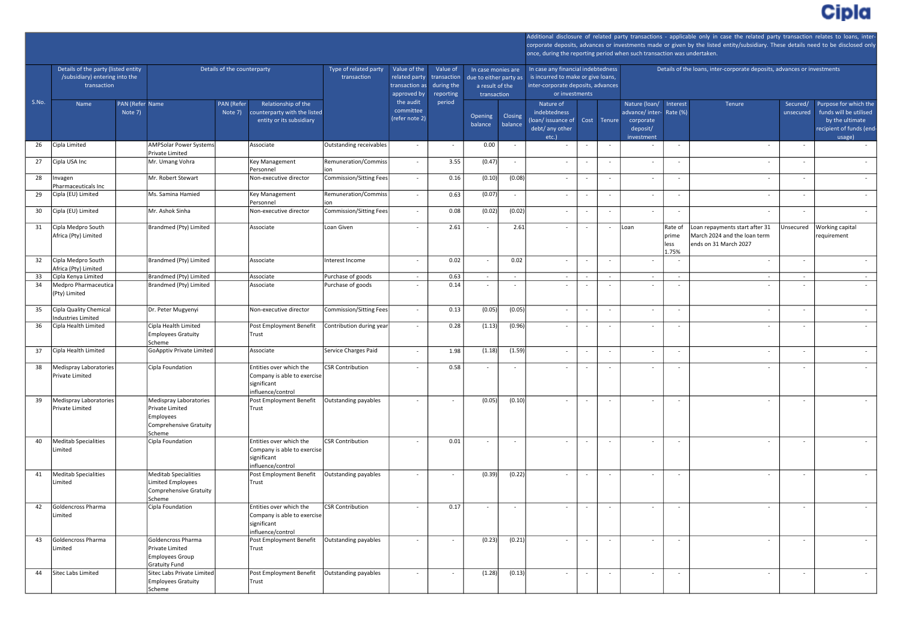| S.No. | Details of the party (listed entity /subsidiary) entering into the transaction | | Details of the counterparty | | | Type of related party transaction | Value of the related party transaction as approved by the audit committee (refer note 2) | Value of transaction during the reporting period | In case monies are due to either party as a result of the transaction | | Additional disclosure of related party transactions - applicable only in case the related party transaction relates to loans, inter-corporate deposits, advances or investments made or given by the listed entity/subsidiary. These details need to be disclosed only once, during the reporting period when such transaction was undertaken. | | | | | | | |
|---|---|---|---|---|---|---|---|---|---|---|---|---|---|---|---|---|---|---|
| | | | | | | | | | | | In case any financial indebtedness is incurred to make or give loans, inter-corporate deposits, advances or investments | | | Details of the loans, inter-corporate deposits, advances or investments | | | | |
| | Name | PAN (Refer Note 7) | Name | PAN (Refer Note 7) | Relationship of the counterparty with the listed entity or its subsidiary | | | | Opening balance | Closing balance | Nature of indebtedness (loan/ issuance of debt/ any other etc.) | Cost | Tenure | Nature (loan/ advance/ inter-corporate deposit/ investment | Interest Rate (%) | Tenure | Secured/ unsecured | Purpose for which the funds will be utilised by the ultimate recipient of funds (end-usage) |
| 26 | Cipla Limited | | AMPSolar Power Systems Private Limited | | Associate | Outstanding receivables | - | - | 0.00 | - | - | - | - | - | - | - | - | - |
| 27 | Cipla USA Inc | | Mr. Umang Vohra | | Key Management Personnel | Remuneration/Commission | - | 3.55 | (0.47) | - | - | - | - | - | - | - | - | - |
| 28 | Invagen Pharmaceuticals Inc | | Mr. Robert Stewart | | Non-executive director | Commission/Sitting Fees | - | 0.16 | (0.10) | (0.08) | - | - | - | - | - | - | - | - |
| 29 | Cipla (EU) Limited | | Ms. Samina Hamied | | Key Management Personnel | Remuneration/Commission | - | 0.63 | (0.07) | - | - | - | - | - | - | - | - | - |
| 30 | Cipla (EU) Limited | | Mr. Ashok Sinha | | Non-executive director | Commission/Sitting Fees | - | 0.08 | (0.02) | (0.02) | - | - | - | - | - | - | - | - |
| 31 | Cipla Medpro South Africa (Pty) Limited | | Brandmed (Pty) Limited | | Associate | Loan Given | - | 2.61 | - | 2.61 | - | - | - | Loan | Rate of prime less 1.75% | Loan repayments start after 31 March 2024 and the loan term ends on 31 March 2027 | Unsecured | Working capital requirement |
| 32 | Cipla Medpro South Africa (Pty) Limited | | Brandmed (Pty) Limited | | Associate | Interest Income | - | 0.02 | - | 0.02 | - | - | - | - | - | - | - | - |
| 33 | Cipla Kenya Limited | | Brandmed (Pty) Limited | | Associate | Purchase of goods | - | 0.63 | - | - | - | - | - | - | - | - | - | - |
| 34 | Medpro Pharmaceutica (Pty) Limited | | Brandmed (Pty) Limited | | Associate | Purchase of goods | - | 0.14 | - | - | - | - | - | - | - | - | - | - |
| 35 | Cipla Quality Chemical Industries Limited | | Dr. Peter Mugyenyi | | Non-executive director | Commission/Sitting Fees | - | 0.13 | (0.05) | (0.05) | - | - | - | - | - | - | - | - |
| 36 | Cipla Health Limited | | Cipla Health Limited Employees Gratuity Scheme | | Post Employment Benefit Trust | Contribution during year | - | 0.28 | (1.13) | (0.96) | - | - | - | - | - | - | - | - |
| 37 | Cipla Health Limited | | GoApptiv Private Limited | | Associate | Service Charges Paid | - | 1.98 | (1.18) | (1.59) | - | - | - | - | - | - | - | - |
| 38 | Medispray Laboratories Private Limited | | Cipla Foundation | | Entities over which the Company is able to exercise significant influence/control | CSR Contribution | - | 0.58 | - | - | - | - | - | - | - | - | - | - |
| 39 | Medispray Laboratories Private Limited | | Medispray Laboratories Private Limited Employees Comprehensive Gratuity Scheme | | Post Employment Benefit Trust | Outstanding payables | - | - | (0.05) | (0.10) | - | - | - | - | - | - | - | - |
| 40 | Meditab Specialities Limited | | Cipla Foundation | | Entities over which the Company is able to exercise significant influence/control | CSR Contribution | - | 0.01 | - | - | - | - | - | - | - | - | - | - |
| 41 | Meditab Specialities Limited | | Meditab Specialities Limited Employees Comprehensive Gratuity Scheme | | Post Employment Benefit Trust | Outstanding payables | - | - | (0.39) | (0.22) | - | - | - | - | - | - | - | - |
| 42 | Goldencross Pharma Limited | | Cipla Foundation | | Entities over which the Company is able to exercise significant influence/control | CSR Contribution | - | 0.17 | - | - | - | - | - | - | - | - | - | - |
| 43 | Goldencross Pharma Limited | | Goldencross Pharma Private Limited Employees Group Gratuity Fund | | Post Employment Benefit Trust | Outstanding payables | - | - | (0.23) | (0.21) | - | - | - | - | - | - | - | - |
| 44 | Sitec Labs Limited | | Sitec Labs Private Limited Employees Gratuity Scheme | | Post Employment Benefit Trust | Outstanding payables | - | - | (1.28) | (0.13) | - | - | - | - | - | - | - | - |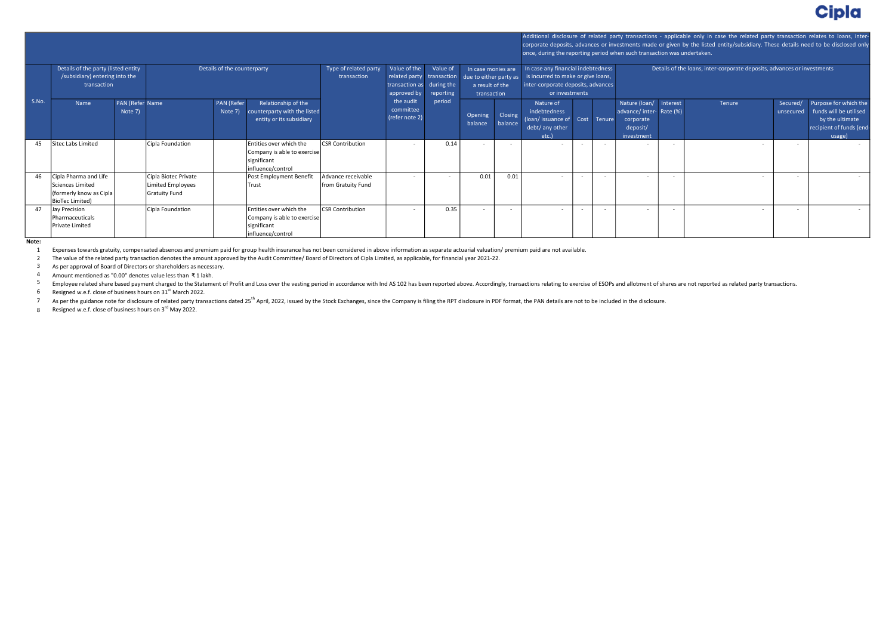| S.No. | Details of the party (listed entity /subsidiary) entering into the transaction | | Details of the counterparty | | | Type of related party transaction | Value of the related party transaction as approved by the audit committee (refer note 2) | Value of transaction during the reporting period | In case monies are due to either party as a result of the transaction | | Additional disclosure of related party transactions - applicable only in case the related party transaction relates to loans, inter-corporate deposits, advances or investments made or given by the listed entity/subsidiary. These details need to be disclosed only once, during the reporting period when such transaction was undertaken. In case any financial indebtedness is incurred to make or give loans, inter-corporate deposits, advances or investments | | | Details of the loans, inter-corporate deposits, advances or investments | | | | |
|---|---|---|---|---|---|---|---|---|---|---|---|---|---|---|---|---|---|---|
| | Name | PAN (Refer Note 7) | Name | PAN (Refer Note 7) | Relationship of the counterparty with the listed entity or its subsidiary | | | | Opening balance | Closing balance | Nature of indebtedness (loan/ issuance of debt/ any other etc.) | Cost | Tenure | Nature (loan/ advance/ inter-corporate deposit/ investment | Interest Rate (%) | Tenure | Secured/ unsecured | Purpose for which the funds will be utilised by the ultimate recipient of funds (end-usage) |
| 45 | Sitec Labs Limited | | Cipla Foundation | | Entities over which the Company is able to exercise significant influence/control | CSR Contribution | - | 0.14 | - | - | - | - | - | - | - | - | - | - |
| 46 | Cipla Pharma and Life Sciences Limited (formerly know as Cipla BioTec Limited) | | Cipla Biotec Private Limited Employees Gratuity Fund | | Post Employment Benefit Trust | Advance receivable from Gratuity Fund | - | - | 0.01 | 0.01 | - | - | - | - | - | - | - | - |
| 47 | Jay Precision Pharmaceuticals Private Limited | | Cipla Foundation | | Entities over which the Company is able to exercise significant influence/control | CSR Contribution | - | 0.35 | - | - | - | - | - | - | - | - | - | - |

**Note:**

1. Expenses towards gratuity, compensated absences and premium paid for group health insurance has not been considered in above information as separate actuarial valuation/ premium paid are not available.
2. The value of the related party transaction denotes the amount approved by the Audit Committee/ Board of Directors of Cipla Limited, as applicable, for financial year 2021-22.
3. As per approval of Board of Directors or shareholders as necessary.
4. Amount mentioned as "0.00" denotes value less than ₹ 1 lakh.
5. Employee related share based payment charged to the Statement of Profit and Loss over the vesting period in accordance with Ind AS 102 has been reported above. Accordingly, transactions relating to exercise of ESOPs and allotment of shares are not reported as related party transactions.
6. Resigned w.e.f. close of business hours on 31st March 2022.
7. As per the guidance note for disclosure of related party transactions dated 25th April, 2022, issued by the Stock Exchanges, since the Company is filing the RPT disclosure in PDF format, the PAN details are not to be included in the disclosure.
8. Resigned w.e.f. close of business hours on 3rd May 2022.